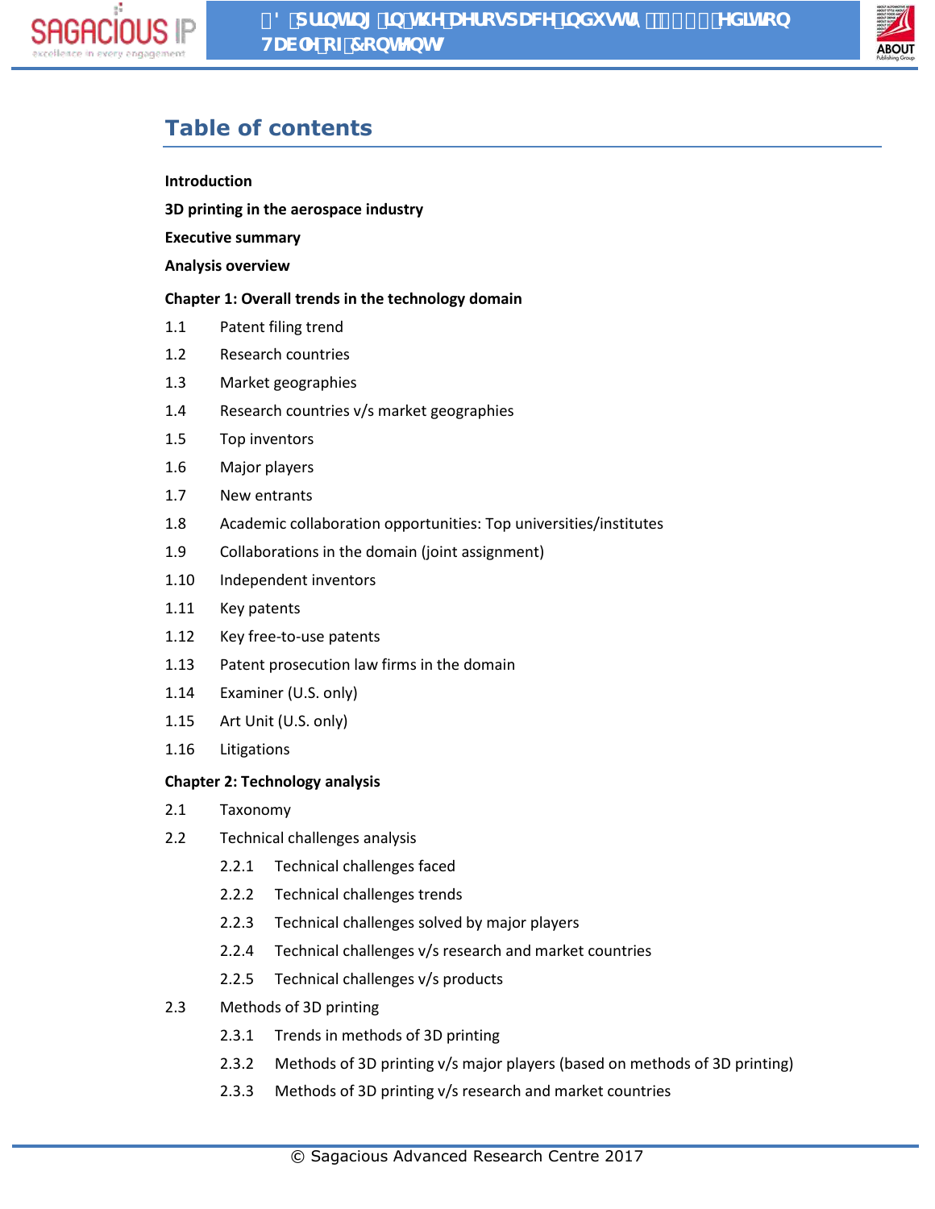# Table of contents

**Introduction**

**3D printing in the aerospace industry**

**Executive summary**

**Analysis overview**

**Chapter 1: Overall trends in the technology domain**

1.1 Patent filing trend

1.2 Research countries

1.3 Market geographies

1.4 Research countries v/s market geographies

1.5 Top inventors

1.6 Major players

1.7 New entrants

1.8 Academic collaboration opportunities: Top universities/institutes

1.9 Collaborations in the domain (joint assignment)

1.10 Independent inventors

1.11 Key patents

1.12 Key free-to-use patents

1.13 Patent prosecution law firms in the domain

1.14 Examiner (U.S. only)

1.15 Art Unit (U.S. only)

1.16 Litigations

**Chapter 2: Technology analysis**

2.1 Taxonomy

2.2 Technical challenges analysis

- 2.2.1 Technical challenges faced
- 2.2.2 Technical challenges trends
- 2.2.3 Technical challenges solved by major players
- 2.2.4 Technical challenges v/s research and market countries
- 2.2.5 Technical challenges v/s products

2.3 Methods of 3D printing

- 2.3.1 Trends in methods of 3D printing
- 2.3.2 Methods of 3D printing v/s major players (based on methods of 3D printing)
- 2.3.3 Methods of 3D printing v/s research and market countries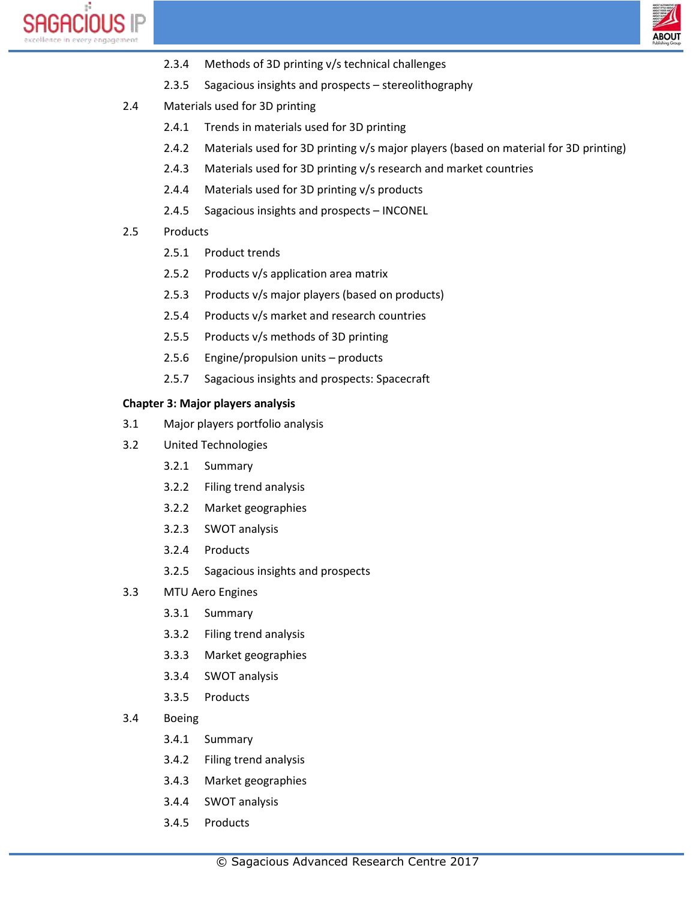- 2.3.4 Methods of 3D printing v/s technical challenges
- 2.3.5 Sagacious insights and prospects – stereolithography

- 2.4 Materials used for 3D printing
  - 2.4.1 Trends in materials used for 3D printing
  - 2.4.2 Materials used for 3D printing v/s major players (based on material for 3D printing)
  - 2.4.3 Materials used for 3D printing v/s research and market countries
  - 2.4.4 Materials used for 3D printing v/s products
  - 2.4.5 Sagacious insights and prospects – INCONEL
- 2.5 Products
  - 2.5.1 Product trends
  - 2.5.2 Products v/s application area matrix
  - 2.5.3 Products v/s major players (based on products)
  - 2.5.4 Products v/s market and research countries
  - 2.5.5 Products v/s methods of 3D printing
  - 2.5.6 Engine/propulsion units – products
  - 2.5.7 Sagacious insights and prospects: Spacecraft

**Chapter 3: Major players analysis**

- 3.1 Major players portfolio analysis
- 3.2 United Technologies
  - 3.2.1 Summary
  - 3.2.2 Filing trend analysis
  - 3.2.2 Market geographies
  - 3.2.3 SWOT analysis
  - 3.2.4 Products
  - 3.2.5 Sagacious insights and prospects
- 3.3 MTU Aero Engines
  - 3.3.1 Summary
  - 3.3.2 Filing trend analysis
  - 3.3.3 Market geographies
  - 3.3.4 SWOT analysis
  - 3.3.5 Products
- 3.4 Boeing
  - 3.4.1 Summary
  - 3.4.2 Filing trend analysis
  - 3.4.3 Market geographies
  - 3.4.4 SWOT analysis
  - 3.4.5 Products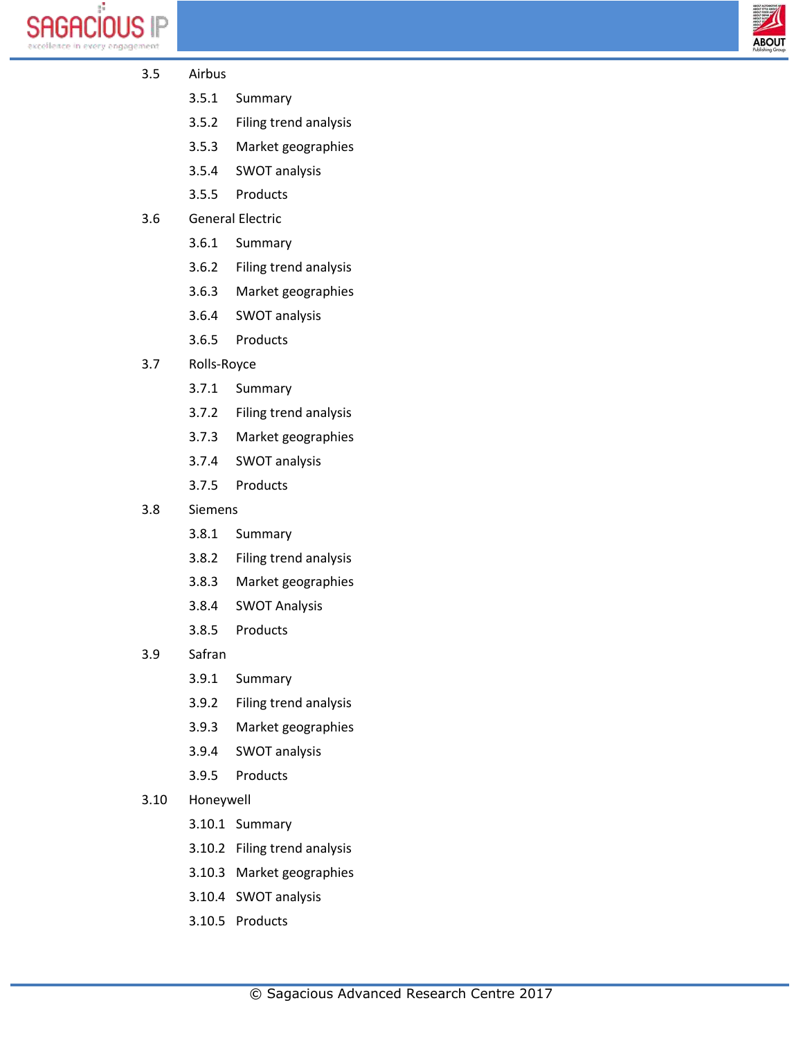- 3.5 Airbus
  - 3.5.1 Summary
  - 3.5.2 Filing trend analysis
  - 3.5.3 Market geographies
  - 3.5.4 SWOT analysis
  - 3.5.5 Products
- 3.6 General Electric
  - 3.6.1 Summary
  - 3.6.2 Filing trend analysis
  - 3.6.3 Market geographies
  - 3.6.4 SWOT analysis
  - 3.6.5 Products
- 3.7 Rolls-Royce
  - 3.7.1 Summary
  - 3.7.2 Filing trend analysis
  - 3.7.3 Market geographies
  - 3.7.4 SWOT analysis
  - 3.7.5 Products
- 3.8 Siemens
  - 3.8.1 Summary
  - 3.8.2 Filing trend analysis
  - 3.8.3 Market geographies
  - 3.8.4 SWOT Analysis
  - 3.8.5 Products
- 3.9 Safran
  - 3.9.1 Summary
  - 3.9.2 Filing trend analysis
  - 3.9.3 Market geographies
  - 3.9.4 SWOT analysis
  - 3.9.5 Products
- 3.10 Honeywell
  - 3.10.1 Summary
  - 3.10.2 Filing trend analysis
  - 3.10.3 Market geographies
  - 3.10.4 SWOT analysis
  - 3.10.5 Products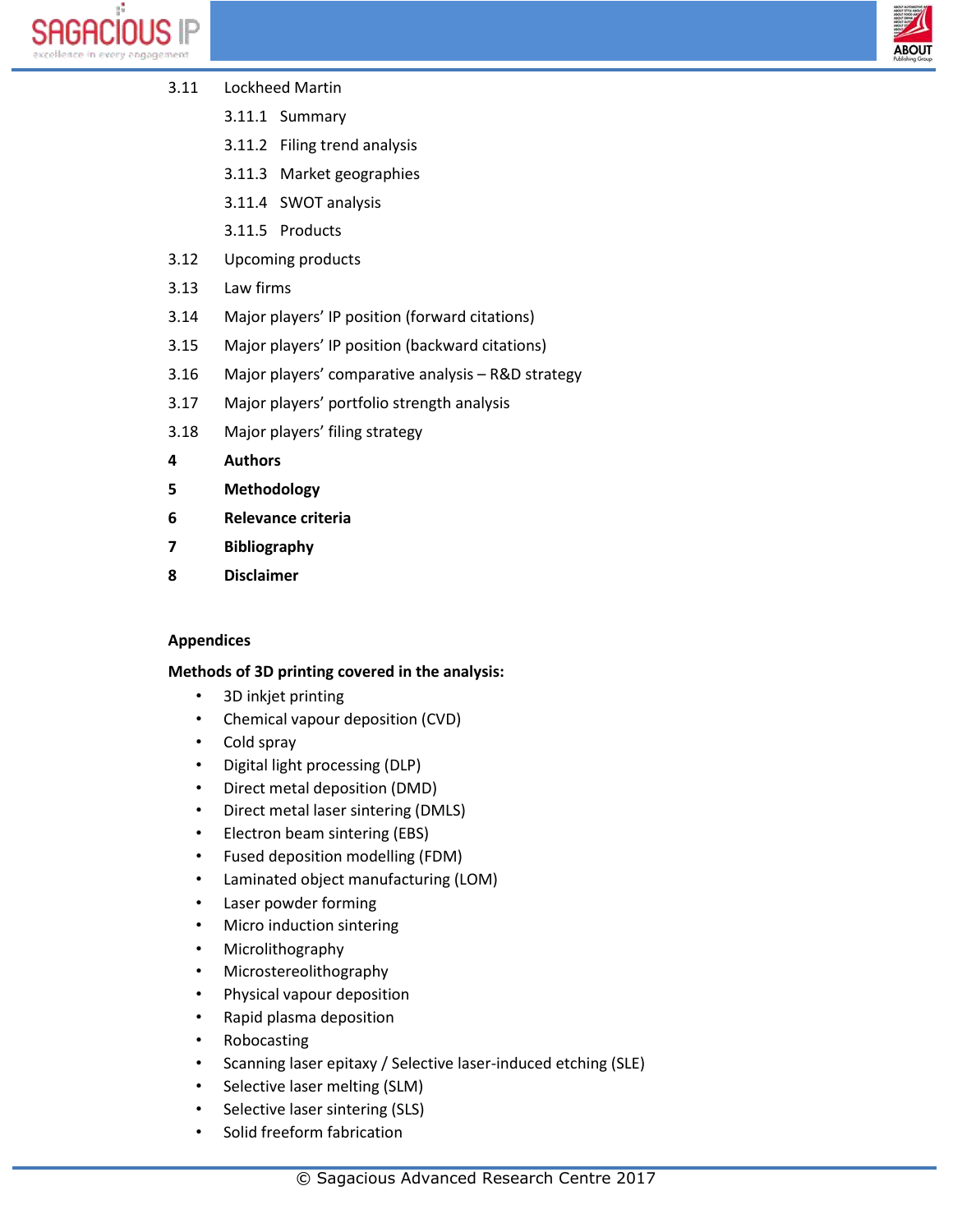3.11 Lockheed Martin

- 3.11.1 Summary
- 3.11.2 Filing trend analysis
- 3.11.3 Market geographies
- 3.11.4 SWOT analysis
- 3.11.5 Products

3.12 Upcoming products

3.13 Law firms

3.14 Major players' IP position (forward citations)

3.15 Major players' IP position (backward citations)

3.16 Major players' comparative analysis – R&D strategy

3.17 Major players' portfolio strength analysis

3.18 Major players' filing strategy

**4 Authors**

**5 Methodology**

**6 Relevance criteria**

**7 Bibliography**

**8 Disclaimer**

**Appendices**

**Methods of 3D printing covered in the analysis:**

- 3D inkjet printing
- Chemical vapour deposition (CVD)
- Cold spray
- Digital light processing (DLP)
- Direct metal deposition (DMD)
- Direct metal laser sintering (DMLS)
- Electron beam sintering (EBS)
- Fused deposition modelling (FDM)
- Laminated object manufacturing (LOM)
- Laser powder forming
- Micro induction sintering
- Microlithography
- Microstereolithography
- Physical vapour deposition
- Rapid plasma deposition
- Robocasting
- Scanning laser epitaxy / Selective laser-induced etching (SLE)
- Selective laser melting (SLM)
- Selective laser sintering (SLS)
- Solid freeform fabrication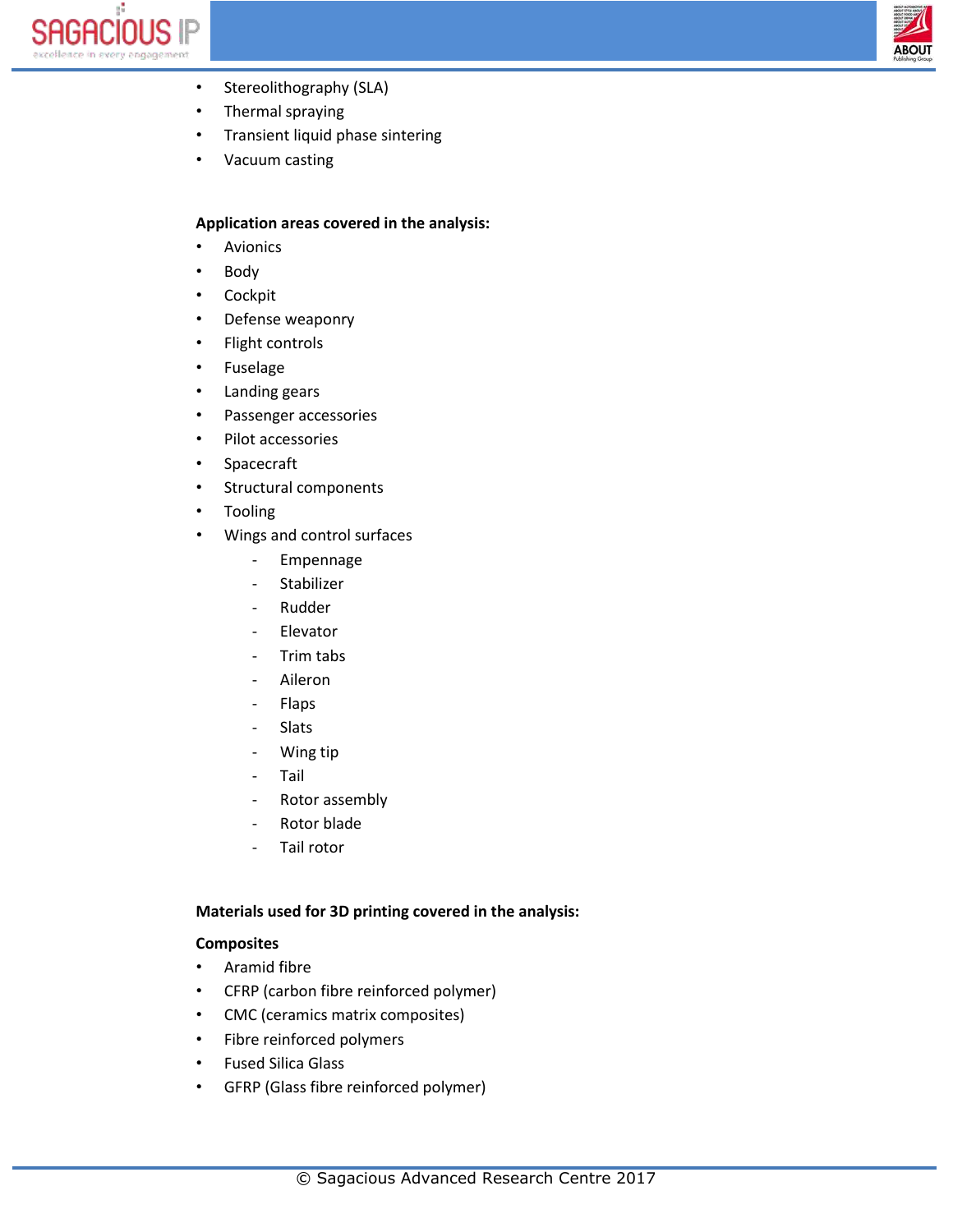- Stereolithography (SLA)
- Thermal spraying
- Transient liquid phase sintering
- Vacuum casting

**Application areas covered in the analysis:**

- Avionics
- Body
- Cockpit
- Defense weaponry
- Flight controls
- Fuselage
- Landing gears
- Passenger accessories
- Pilot accessories
- Spacecraft
- Structural components
- Tooling
- Wings and control surfaces
    - Empennage
    - Stabilizer
    - Rudder
    - Elevator
    - Trim tabs
    - Aileron
    - Flaps
    - Slats
    - Wing tip
    - Tail
    - Rotor assembly
    - Rotor blade
    - Tail rotor

**Materials used for 3D printing covered in the analysis:**

**Composites**

- Aramid fibre
- CFRP (carbon fibre reinforced polymer)
- CMC (ceramics matrix composites)
- Fibre reinforced polymers
- Fused Silica Glass
- GFRP (Glass fibre reinforced polymer)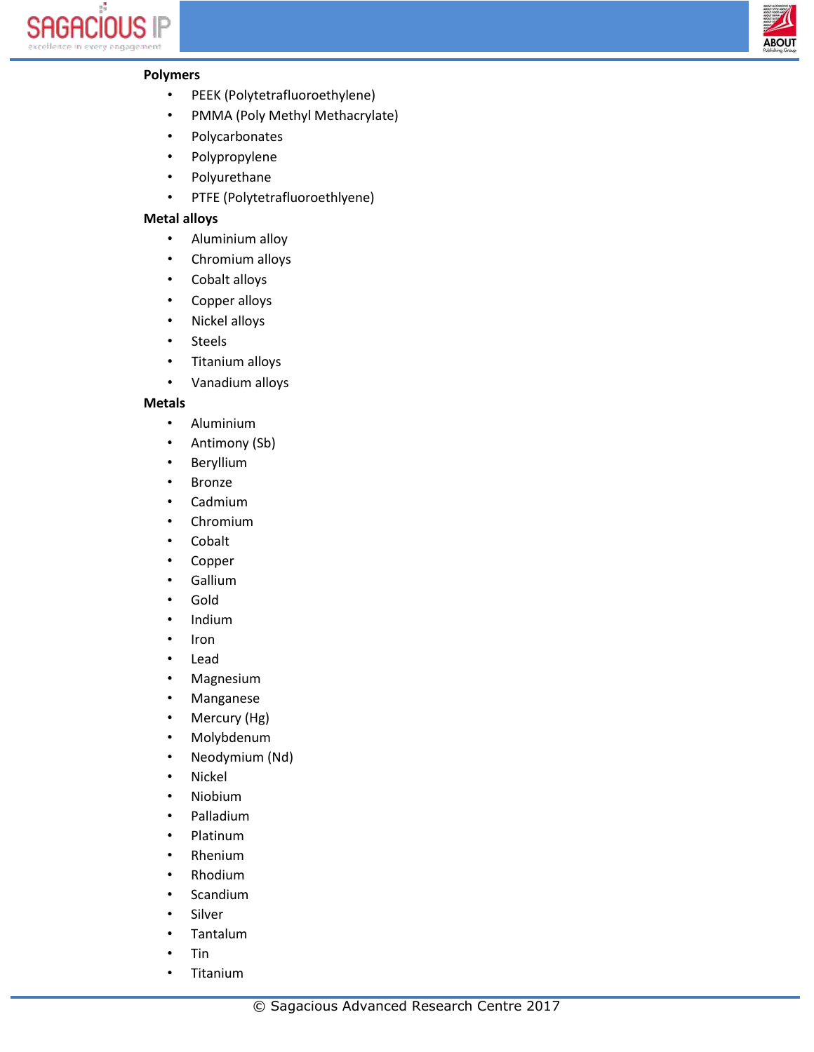**Polymers**

- PEEK (Polytetrafluoroethylene)
- PMMA (Poly Methyl Methacrylate)
- Polycarbonates
- Polypropylene
- Polyurethane
- PTFE (Polytetrafluoroethlyene)

**Metal alloys**

- Aluminium alloy
- Chromium alloys
- Cobalt alloys
- Copper alloys
- Nickel alloys
- Steels
- Titanium alloys
- Vanadium alloys

**Metals**

- Aluminium
- Antimony (Sb)
- Beryllium
- Bronze
- Cadmium
- Chromium
- Cobalt
- Copper
- Gallium
- Gold
- Indium
- Iron
- Lead
- Magnesium
- Manganese
- Mercury (Hg)
- Molybdenum
- Neodymium (Nd)
- Nickel
- Niobium
- Palladium
- Platinum
- Rhenium
- Rhodium
- Scandium
- Silver
- Tantalum
- Tin
- Titanium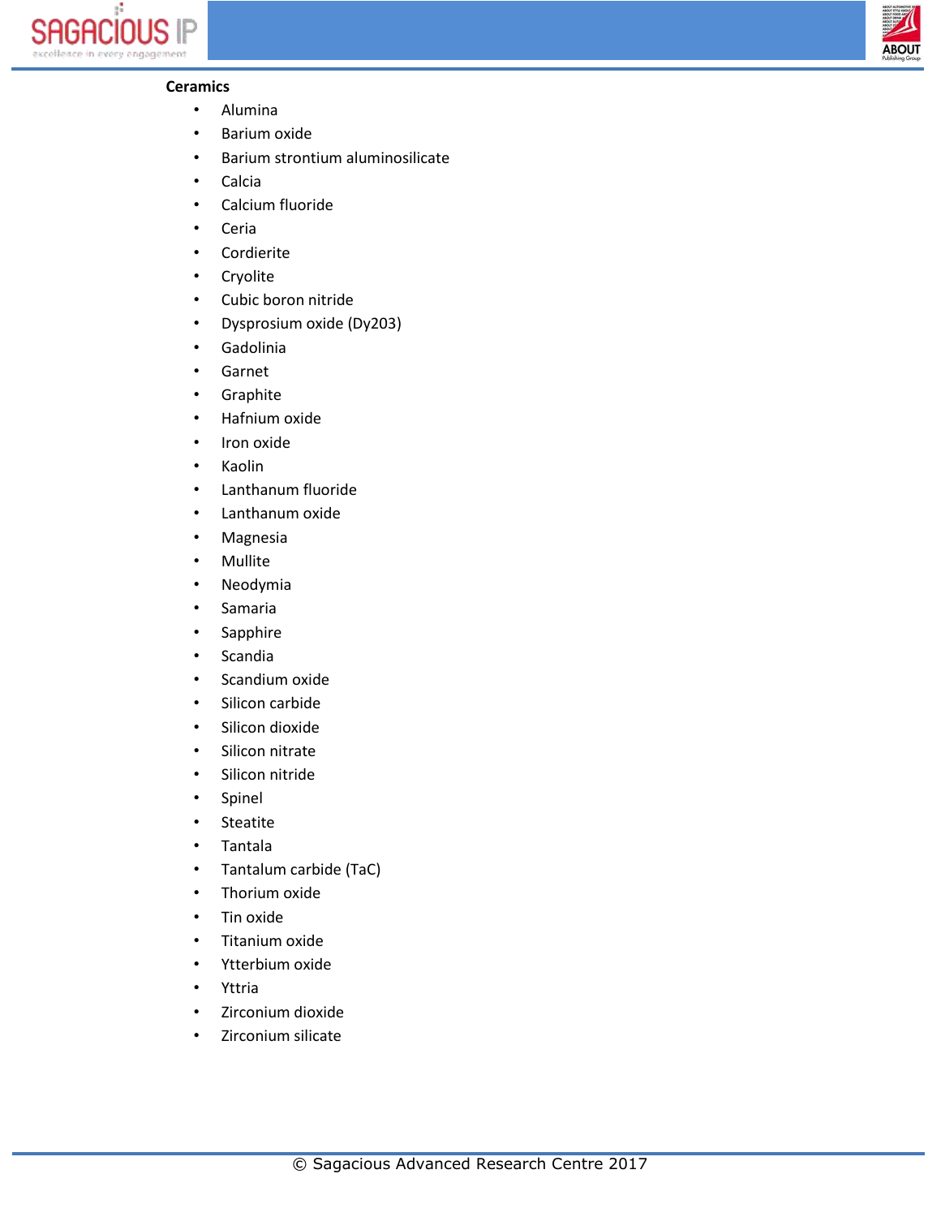**Ceramics**

- Alumina
- Barium oxide
- Barium strontium aluminosilicate
- Calcia
- Calcium fluoride
- Ceria
- Cordierite
- Cryolite
- Cubic boron nitride
- Dysprosium oxide (Dy203)
- Gadolinia
- Garnet
- Graphite
- Hafnium oxide
- Iron oxide
- Kaolin
- Lanthanum fluoride
- Lanthanum oxide
- Magnesia
- Mullite
- Neodymia
- Samaria
- Sapphire
- Scandia
- Scandium oxide
- Silicon carbide
- Silicon dioxide
- Silicon nitrate
- Silicon nitride
- Spinel
- Steatite
- Tantala
- Tantalum carbide (TaC)
- Thorium oxide
- Tin oxide
- Titanium oxide
- Ytterbium oxide
- Yttria
- Zirconium dioxide
- Zirconium silicate